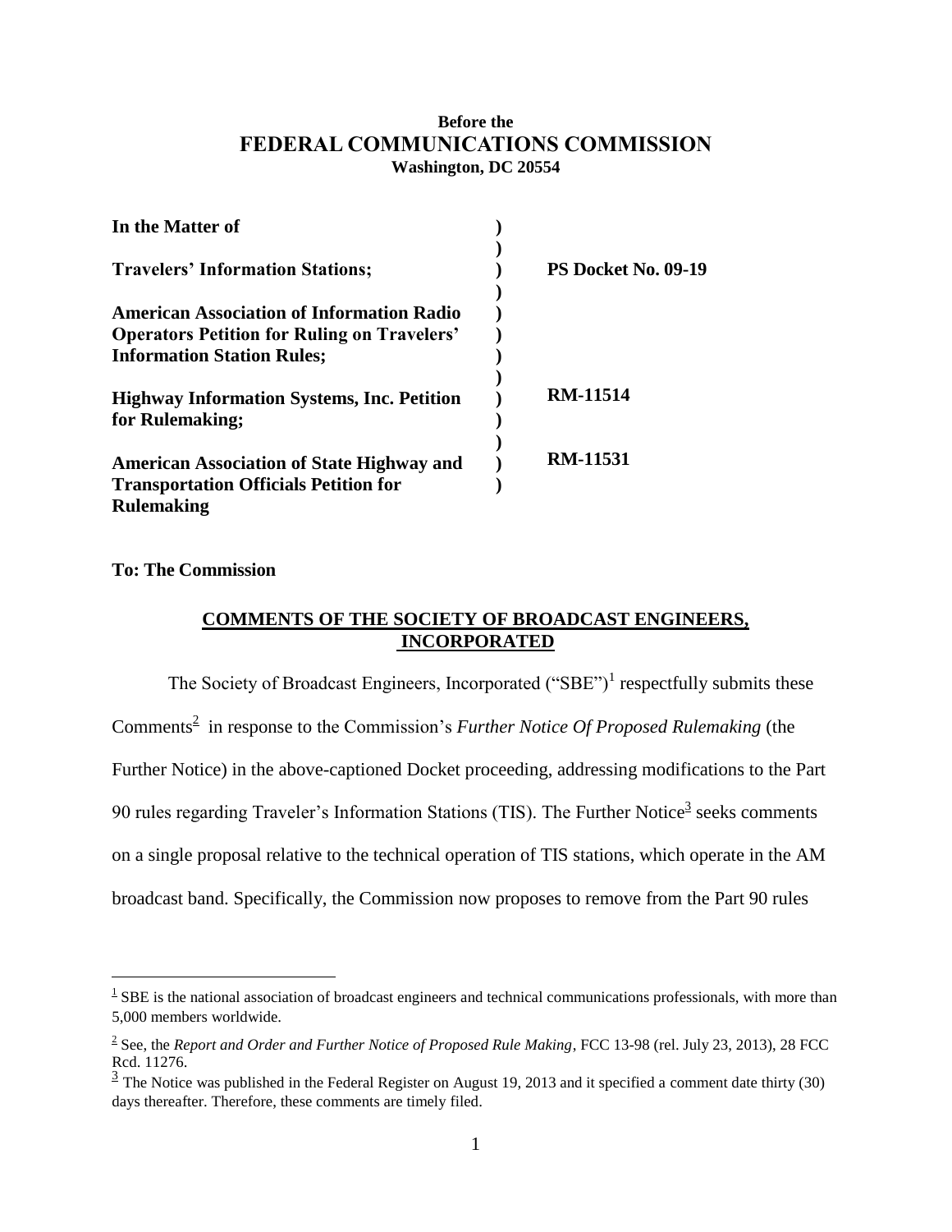**Before the**

## FEDERAL COMMUNICATIONS COMMISSION

**Washington, DC 20554**

| | | |
|---|---|---|
| **In the Matter of** | ) | |
| | ) | |
| **Travelers' Information Stations;** | ) | **PS Docket No. 09-19** |
| | ) | |
| **American Association of Information Radio Operators Petition for Ruling on Travelers' Information Station Rules;** | ) | |
| | ) | |
| **Highway Information Systems, Inc. Petition for Rulemaking;** | ) | **RM-11514** |
| | ) | |
| **American Association of State Highway and Transportation Officials Petition for Rulemaking** | ) | **RM-11531** |

**To: The Commission**

**COMMENTS OF THE SOCIETY OF BROADCAST ENGINEERS, INCORPORATED**

The Society of Broadcast Engineers, Incorporated ("SBE")[1] respectfully submits these Comments[2] in response to the Commission's *Further Notice Of Proposed Rulemaking* (the Further Notice) in the above-captioned Docket proceeding, addressing modifications to the Part 90 rules regarding Traveler's Information Stations (TIS). The Further Notice[3] seeks comments on a single proposal relative to the technical operation of TIS stations, which operate in the AM broadcast band. Specifically, the Commission now proposes to remove from the Part 90 rules

---

[1] SBE is the national association of broadcast engineers and technical communications professionals, with more than 5,000 members worldwide.

[2] See, the *Report and Order and Further Notice of Proposed Rule Making*, FCC 13-98 (rel. July 23, 2013), 28 FCC Rcd. 11276.

[3] The Notice was published in the Federal Register on August 19, 2013 and it specified a comment date thirty (30) days thereafter. Therefore, these comments are timely filed.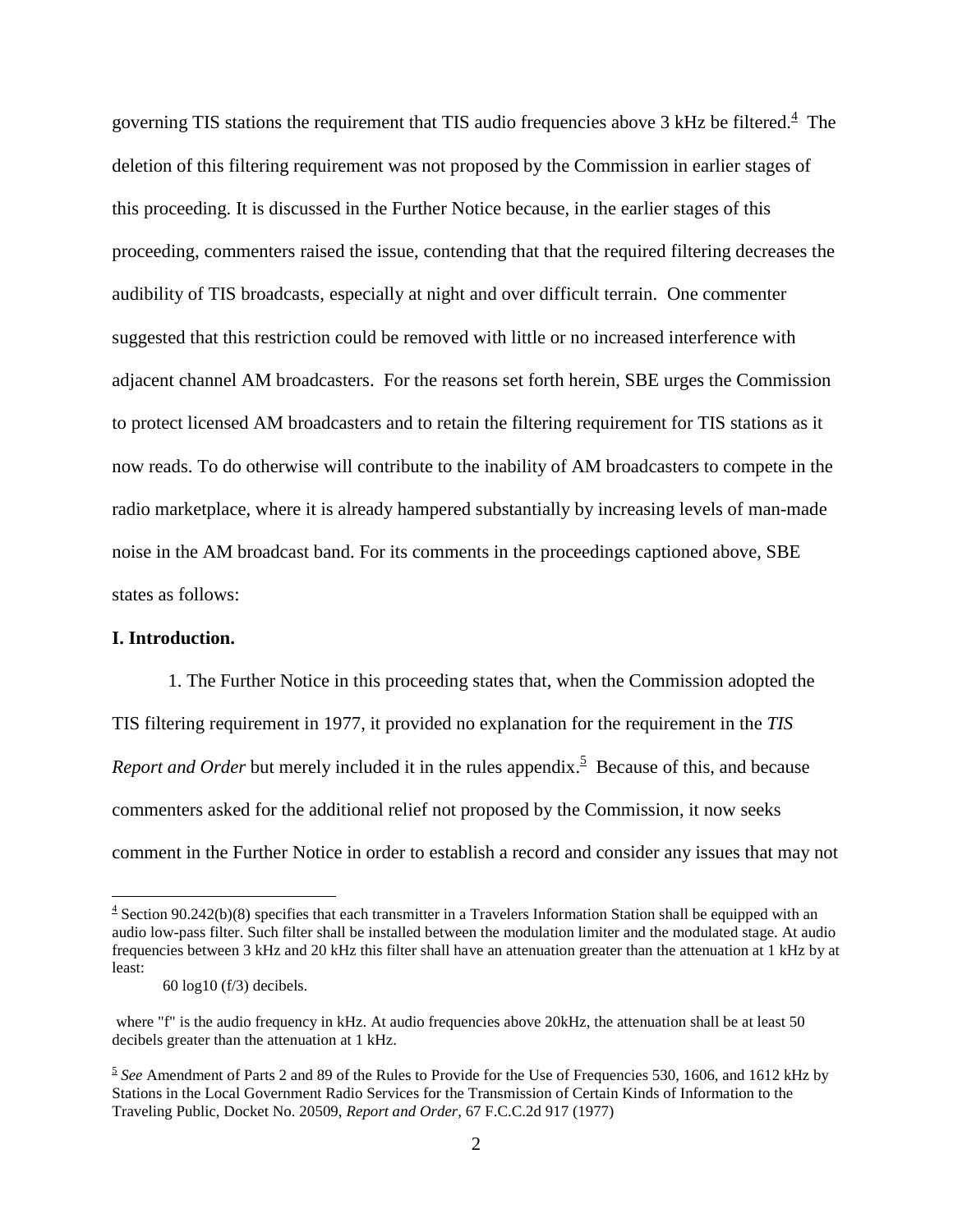governing TIS stations the requirement that TIS audio frequencies above 3 kHz be filtered.[4] The deletion of this filtering requirement was not proposed by the Commission in earlier stages of this proceeding. It is discussed in the Further Notice because, in the earlier stages of this proceeding, commenters raised the issue, contending that that the required filtering decreases the audibility of TIS broadcasts, especially at night and over difficult terrain. One commenter suggested that this restriction could be removed with little or no increased interference with adjacent channel AM broadcasters. For the reasons set forth herein, SBE urges the Commission to protect licensed AM broadcasters and to retain the filtering requirement for TIS stations as it now reads. To do otherwise will contribute to the inability of AM broadcasters to compete in the radio marketplace, where it is already hampered substantially by increasing levels of man-made noise in the AM broadcast band. For its comments in the proceedings captioned above, SBE states as follows:

**I. Introduction.**

1. The Further Notice in this proceeding states that, when the Commission adopted the TIS filtering requirement in 1977, it provided no explanation for the requirement in the *TIS Report and Order* but merely included it in the rules appendix.[5] Because of this, and because commenters asked for the additional relief not proposed by the Commission, it now seeks comment in the Further Notice in order to establish a record and consider any issues that may not

---

[4] Section 90.242(b)(8) specifies that each transmitter in a Travelers Information Station shall be equipped with an audio low-pass filter. Such filter shall be installed between the modulation limiter and the modulated stage. At audio frequencies between 3 kHz and 20 kHz this filter shall have an attenuation greater than the attenuation at 1 kHz by at least:

$$60 \log_{10} (f/3) \text{ decibels.}$$

where "f" is the audio frequency in kHz. At audio frequencies above 20kHz, the attenuation shall be at least 50 decibels greater than the attenuation at 1 kHz.

[5] *See* Amendment of Parts 2 and 89 of the Rules to Provide for the Use of Frequencies 530, 1606, and 1612 kHz by Stations in the Local Government Radio Services for the Transmission of Certain Kinds of Information to the Traveling Public, Docket No. 20509, *Report and Order*, 67 F.C.C.2d 917 (1977)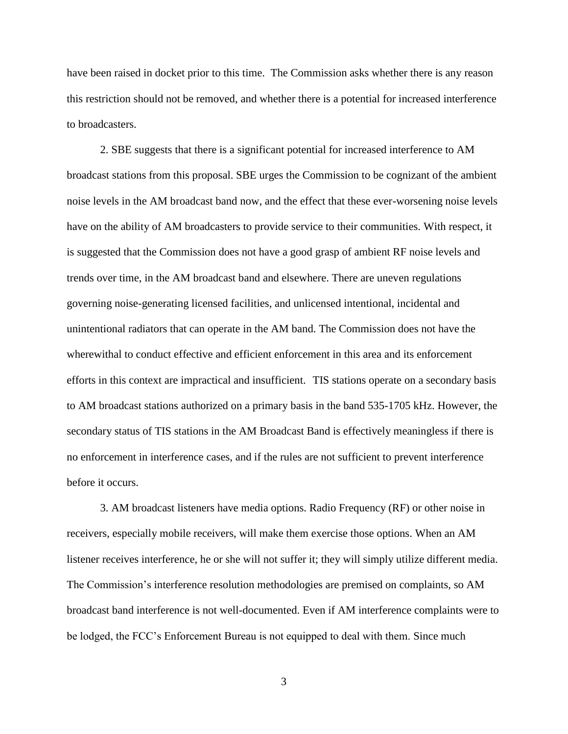have been raised in docket prior to this time. The Commission asks whether there is any reason this restriction should not be removed, and whether there is a potential for increased interference to broadcasters.

2. SBE suggests that there is a significant potential for increased interference to AM broadcast stations from this proposal. SBE urges the Commission to be cognizant of the ambient noise levels in the AM broadcast band now, and the effect that these ever-worsening noise levels have on the ability of AM broadcasters to provide service to their communities. With respect, it is suggested that the Commission does not have a good grasp of ambient RF noise levels and trends over time, in the AM broadcast band and elsewhere. There are uneven regulations governing noise-generating licensed facilities, and unlicensed intentional, incidental and unintentional radiators that can operate in the AM band. The Commission does not have the wherewithal to conduct effective and efficient enforcement in this area and its enforcement efforts in this context are impractical and insufficient. TIS stations operate on a secondary basis to AM broadcast stations authorized on a primary basis in the band 535-1705 kHz. However, the secondary status of TIS stations in the AM Broadcast Band is effectively meaningless if there is no enforcement in interference cases, and if the rules are not sufficient to prevent interference before it occurs.

3. AM broadcast listeners have media options. Radio Frequency (RF) or other noise in receivers, especially mobile receivers, will make them exercise those options. When an AM listener receives interference, he or she will not suffer it; they will simply utilize different media. The Commission's interference resolution methodologies are premised on complaints, so AM broadcast band interference is not well-documented. Even if AM interference complaints were to be lodged, the FCC's Enforcement Bureau is not equipped to deal with them. Since much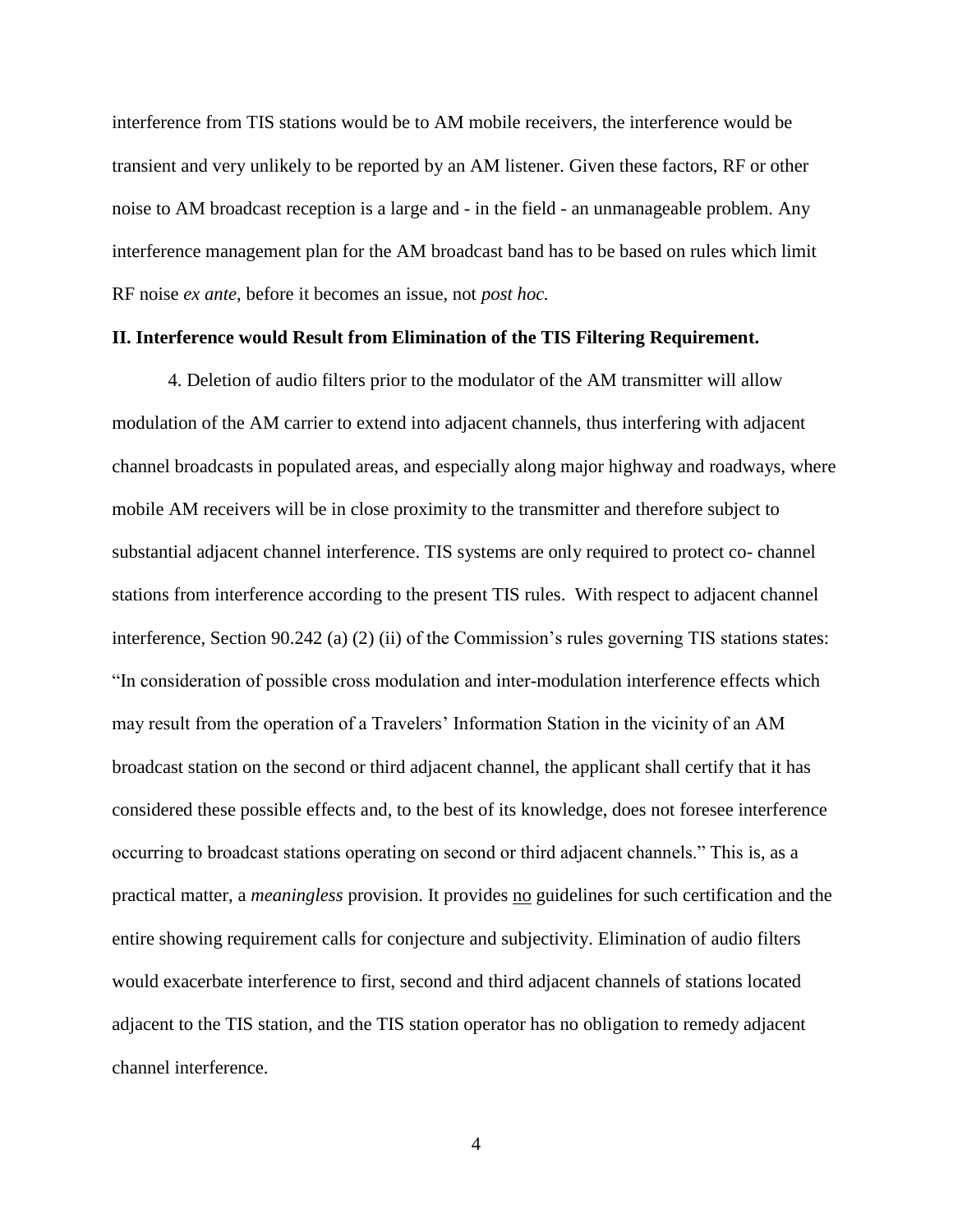interference from TIS stations would be to AM mobile receivers, the interference would be transient and very unlikely to be reported by an AM listener. Given these factors, RF or other noise to AM broadcast reception is a large and - in the field - an unmanageable problem. Any interference management plan for the AM broadcast band has to be based on rules which limit RF noise *ex ante*, before it becomes an issue, not *post hoc.*

**II. Interference would Result from Elimination of the TIS Filtering Requirement.**

4. Deletion of audio filters prior to the modulator of the AM transmitter will allow modulation of the AM carrier to extend into adjacent channels, thus interfering with adjacent channel broadcasts in populated areas, and especially along major highway and roadways, where mobile AM receivers will be in close proximity to the transmitter and therefore subject to substantial adjacent channel interference. TIS systems are only required to protect co- channel stations from interference according to the present TIS rules. With respect to adjacent channel interference, Section 90.242 (a) (2) (ii) of the Commission's rules governing TIS stations states: "In consideration of possible cross modulation and inter-modulation interference effects which may result from the operation of a Travelers' Information Station in the vicinity of an AM broadcast station on the second or third adjacent channel, the applicant shall certify that it has considered these possible effects and, to the best of its knowledge, does not foresee interference occurring to broadcast stations operating on second or third adjacent channels." This is, as a practical matter, a *meaningless* provision. It provides <u>no</u> guidelines for such certification and the entire showing requirement calls for conjecture and subjectivity. Elimination of audio filters would exacerbate interference to first, second and third adjacent channels of stations located adjacent to the TIS station, and the TIS station operator has no obligation to remedy adjacent channel interference.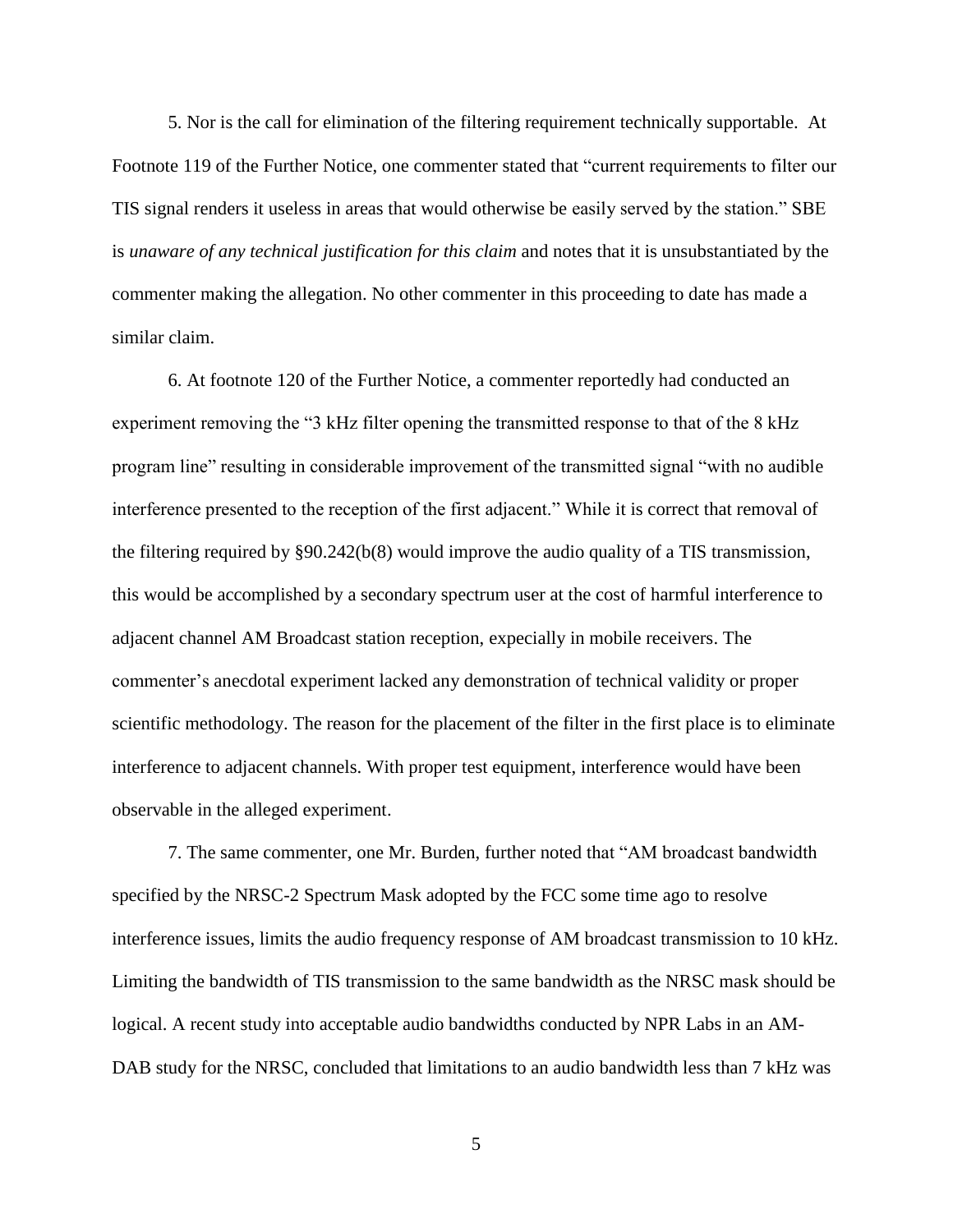5. Nor is the call for elimination of the filtering requirement technically supportable. At Footnote 119 of the Further Notice, one commenter stated that "current requirements to filter our TIS signal renders it useless in areas that would otherwise be easily served by the station." SBE is *unaware of any technical justification for this claim* and notes that it is unsubstantiated by the commenter making the allegation. No other commenter in this proceeding to date has made a similar claim.

6. At footnote 120 of the Further Notice, a commenter reportedly had conducted an experiment removing the "3 kHz filter opening the transmitted response to that of the 8 kHz program line" resulting in considerable improvement of the transmitted signal "with no audible interference presented to the reception of the first adjacent." While it is correct that removal of the filtering required by §90.242(b(8) would improve the audio quality of a TIS transmission, this would be accomplished by a secondary spectrum user at the cost of harmful interference to adjacent channel AM Broadcast station reception, expecially in mobile receivers. The commenter's anecdotal experiment lacked any demonstration of technical validity or proper scientific methodology. The reason for the placement of the filter in the first place is to eliminate interference to adjacent channels. With proper test equipment, interference would have been observable in the alleged experiment.

7. The same commenter, one Mr. Burden, further noted that "AM broadcast bandwidth specified by the NRSC-2 Spectrum Mask adopted by the FCC some time ago to resolve interference issues, limits the audio frequency response of AM broadcast transmission to 10 kHz. Limiting the bandwidth of TIS transmission to the same bandwidth as the NRSC mask should be logical. A recent study into acceptable audio bandwidths conducted by NPR Labs in an AM-DAB study for the NRSC, concluded that limitations to an audio bandwidth less than 7 kHz was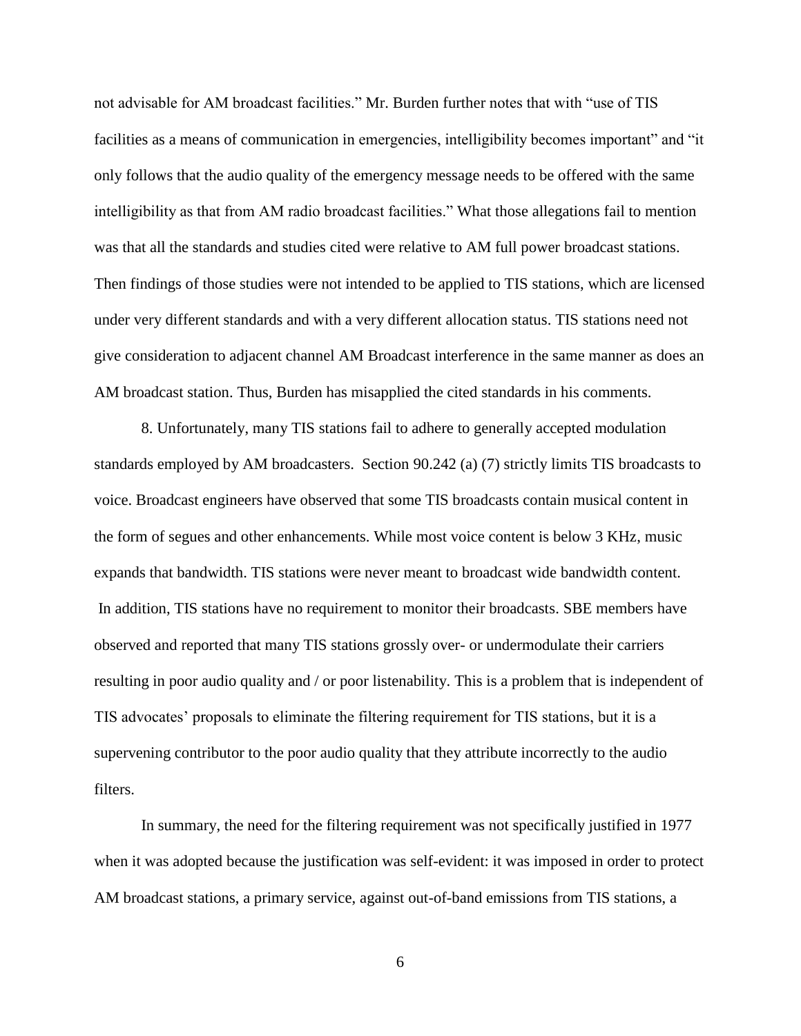not advisable for AM broadcast facilities." Mr. Burden further notes that with "use of TIS facilities as a means of communication in emergencies, intelligibility becomes important" and "it only follows that the audio quality of the emergency message needs to be offered with the same intelligibility as that from AM radio broadcast facilities." What those allegations fail to mention was that all the standards and studies cited were relative to AM full power broadcast stations. Then findings of those studies were not intended to be applied to TIS stations, which are licensed under very different standards and with a very different allocation status. TIS stations need not give consideration to adjacent channel AM Broadcast interference in the same manner as does an AM broadcast station. Thus, Burden has misapplied the cited standards in his comments.

8. Unfortunately, many TIS stations fail to adhere to generally accepted modulation standards employed by AM broadcasters. Section 90.242 (a) (7) strictly limits TIS broadcasts to voice. Broadcast engineers have observed that some TIS broadcasts contain musical content in the form of segues and other enhancements. While most voice content is below 3 KHz, music expands that bandwidth. TIS stations were never meant to broadcast wide bandwidth content. In addition, TIS stations have no requirement to monitor their broadcasts. SBE members have observed and reported that many TIS stations grossly over- or undermodulate their carriers resulting in poor audio quality and / or poor listenability. This is a problem that is independent of TIS advocates' proposals to eliminate the filtering requirement for TIS stations, but it is a supervening contributor to the poor audio quality that they attribute incorrectly to the audio filters.

In summary, the need for the filtering requirement was not specifically justified in 1977 when it was adopted because the justification was self-evident: it was imposed in order to protect AM broadcast stations, a primary service, against out-of-band emissions from TIS stations, a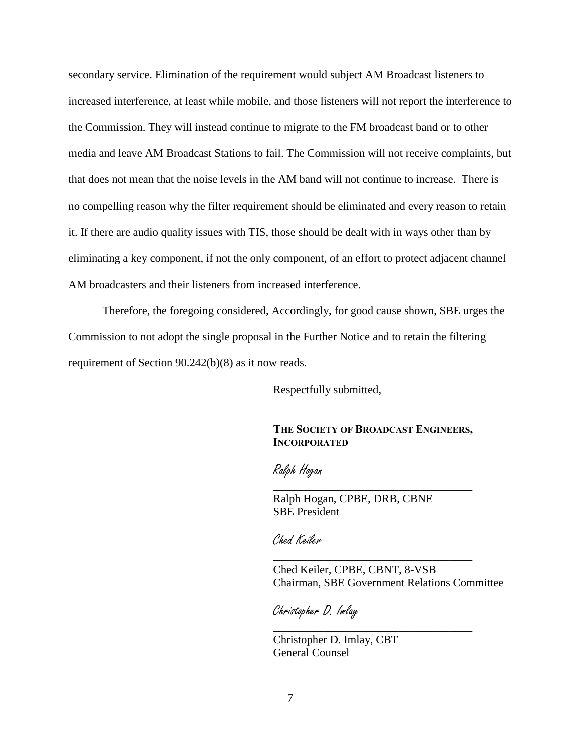secondary service. Elimination of the requirement would subject AM Broadcast listeners to increased interference, at least while mobile, and those listeners will not report the interference to the Commission. They will instead continue to migrate to the FM broadcast band or to other media and leave AM Broadcast Stations to fail. The Commission will not receive complaints, but that does not mean that the noise levels in the AM band will not continue to increase. There is no compelling reason why the filter requirement should be eliminated and every reason to retain it. If there are audio quality issues with TIS, those should be dealt with in ways other than by eliminating a key component, if not the only component, of an effort to protect adjacent channel AM broadcasters and their listeners from increased interference.

Therefore, the foregoing considered, Accordingly, for good cause shown, SBE urges the Commission to not adopt the single proposal in the Further Notice and to retain the filtering requirement of Section 90.242(b)(8) as it now reads.

Respectfully submitted,

**THE SOCIETY OF BROADCAST ENGINEERS, INCORPORATED**

*Ralph Hogan*

\_\_\_\_\_\_\_\_\_\_\_\_\_\_\_\_\_\_\_\_\_\_\_\_\_\_\_\_\_\_\_\_\_\_\_

Ralph Hogan, CPBE, DRB, CBNE
SBE President

*Ched Keiler*

\_\_\_\_\_\_\_\_\_\_\_\_\_\_\_\_\_\_\_\_\_\_\_\_\_\_\_\_\_\_\_\_\_\_\_

Ched Keiler, CPBE, CBNT, 8-VSB
Chairman, SBE Government Relations Committee

*Christopher D. Imlay*

\_\_\_\_\_\_\_\_\_\_\_\_\_\_\_\_\_\_\_\_\_\_\_\_\_\_\_\_\_\_\_\_\_\_\_

Christopher D. Imlay, CBT
General Counsel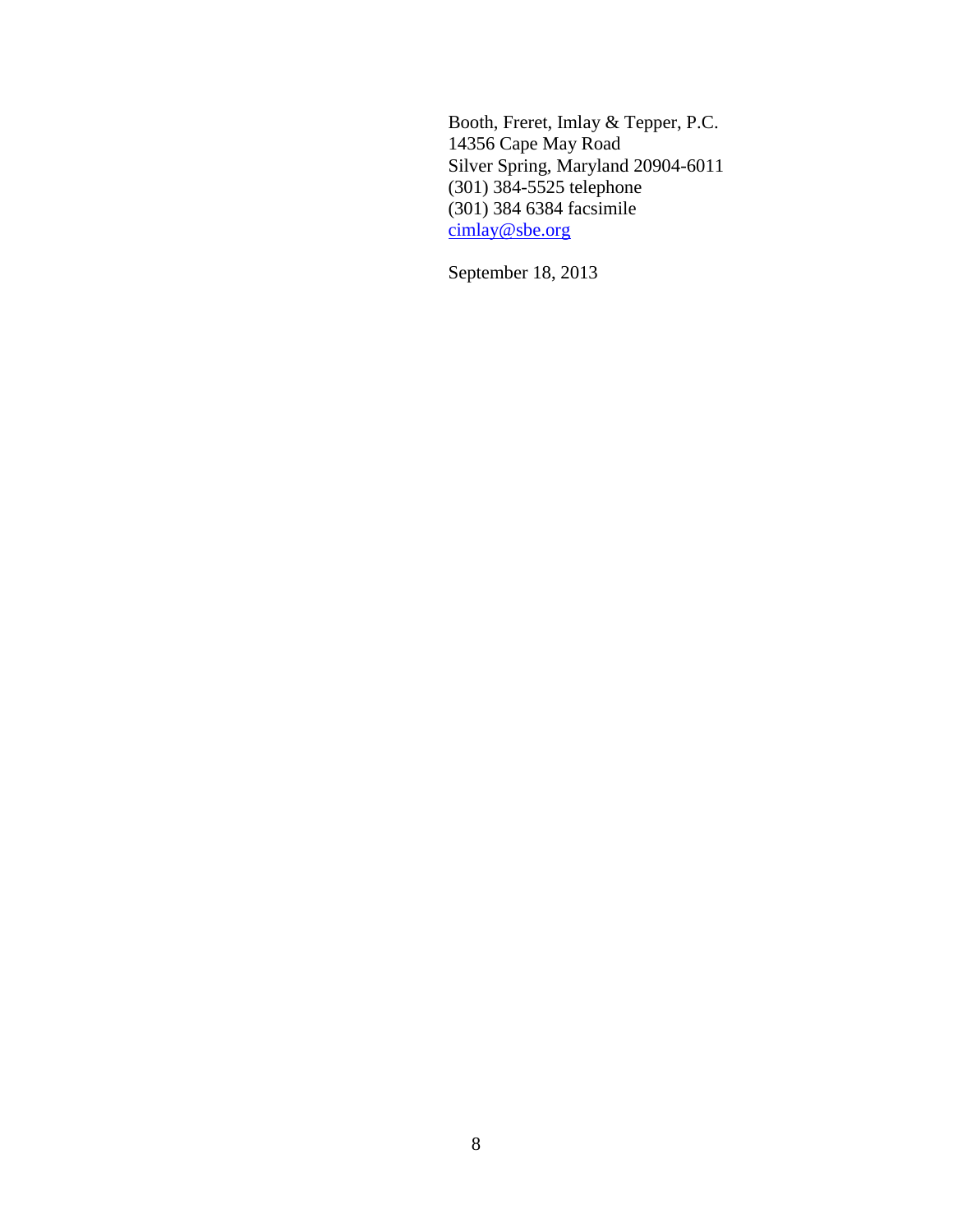Booth, Freret, Imlay & Tepper, P.C.
14356 Cape May Road
Silver Spring, Maryland 20904-6011
(301) 384-5525 telephone
(301) 384 6384 facsimile
cimlay@sbe.org

September 18, 2013